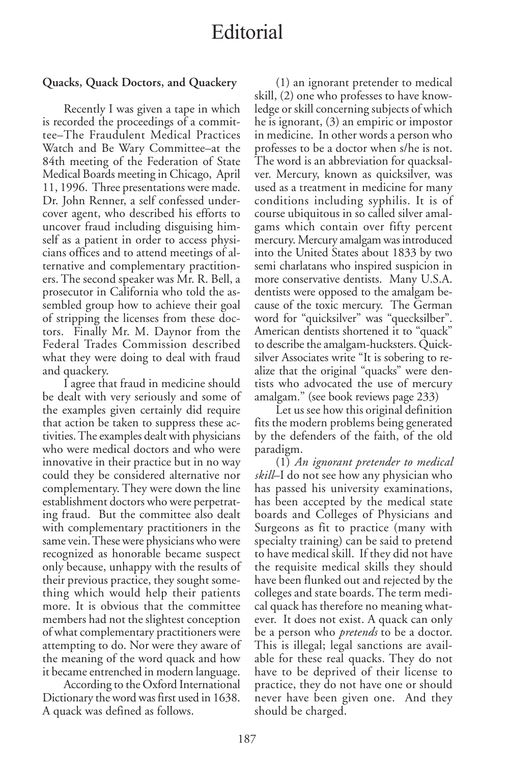# Editorial

**Quacks, Quack Doctors, and Quackery**

Recently I was given a tape in which is recorded the proceedings of a committee–The Fraudulent Medical Practices Watch and Be Wary Committee–at the 84th meeting of the Federation of State Medical Boards meeting in Chicago, April 11, 1996. Three presentations were made. Dr. John Renner, a self confessed undercover agent, who described his efforts to uncover fraud including disguising himself as a patient in order to access physicians offices and to attend meetings of alternative and complementary practitioners. The second speaker was Mr. R. Bell, a prosecutor in California who told the assembled group how to achieve their goal of stripping the licenses from these doctors. Finally Mr. M. Daynor from the Federal Trades Commission described what they were doing to deal with fraud and quackery.

I agree that fraud in medicine should be dealt with very seriously and some of the examples given certainly did require that action be taken to suppress these activities. The examples dealt with physicians who were medical doctors and who were innovative in their practice but in no way could they be considered alternative nor complementary. They were down the line establishment doctors who were perpetrating fraud. But the committee also dealt with complementary practitioners in the same vein. These were physicians who were recognized as honorable became suspect only because, unhappy with the results of their previous practice, they sought something which would help their patients more. It is obvious that the committee members had not the slightest conception of what complementary practitioners were attempting to do. Nor were they aware of the meaning of the word quack and how it became entrenched in modern language.

According to the Oxford International Dictionary the word was first used in 1638. A quack was defined as follows.

(1) an ignorant pretender to medical skill, (2) one who professes to have knowledge or skill concerning subjects of which he is ignorant, (3) an empiric or impostor in medicine. In other words a person who professes to be a doctor when s/he is not. The word is an abbreviation for quacksalver. Mercury, known as quicksilver, was used as a treatment in medicine for many conditions including syphilis. It is of course ubiquitous in so called silver amalgams which contain over fifty percent mercury. Mercury amalgam was introduced into the United States about 1833 by two semi charlatans who inspired suspicion in more conservative dentists. Many U.S.A. dentists were opposed to the amalgam because of the toxic mercury. The German word for "quicksilver" was "quecksilber". American dentists shortened it to "quack" to describe the amalgam-hucksters. Quicksilver Associates write "It is sobering to realize that the original "quacks" were dentists who advocated the use of mercury amalgam." (see book reviews page 233)

Let us see how this original definition fits the modern problems being generated by the defenders of the faith, of the old paradigm.

(1) *An ignorant pretender to medical skill*–I do not see how any physician who has passed his university examinations, has been accepted by the medical state boards and Colleges of Physicians and Surgeons as fit to practice (many with specialty training) can be said to pretend to have medical skill. If they did not have the requisite medical skills they should have been flunked out and rejected by the colleges and state boards. The term medical quack has therefore no meaning whatever. It does not exist. A quack can only be a person who *pretends* to be a doctor. This is illegal; legal sanctions are available for these real quacks. They do not have to be deprived of their license to practice, they do not have one or should never have been given one. And they should be charged.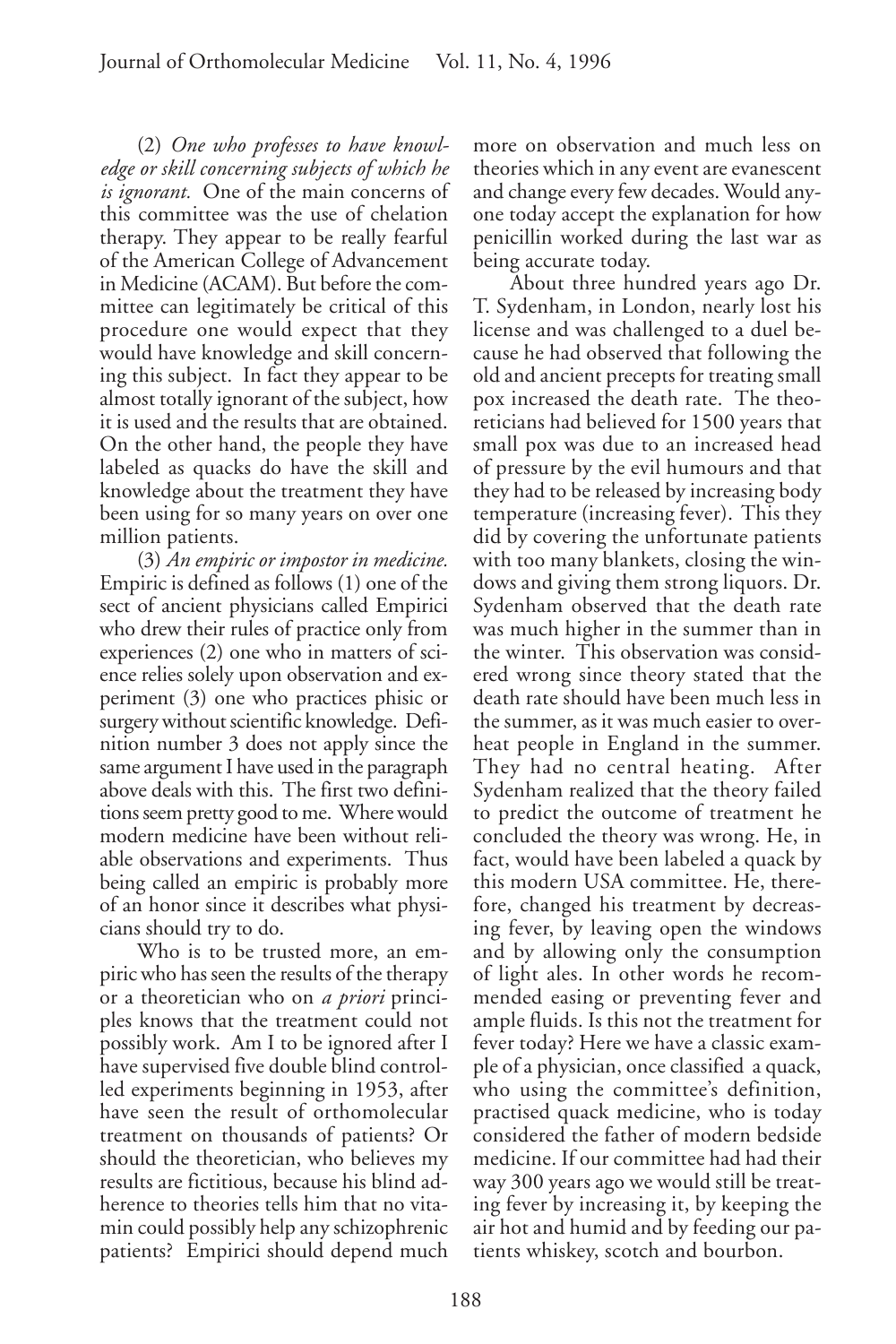(2) *One who professes to have knowledge or skill concerning subjects of which he is ignorant.* One of the main concerns of this committee was the use of chelation therapy. They appear to be really fearful of the American College of Advancement in Medicine (ACAM). But before the committee can legitimately be critical of this procedure one would expect that they would have knowledge and skill concerning this subject. In fact they appear to be almost totally ignorant of the subject, how it is used and the results that are obtained. On the other hand, the people they have labeled as quacks do have the skill and knowledge about the treatment they have been using for so many years on over one million patients.

(3) *An empiric or impostor in medicine.* Empiric is defined as follows (1) one of the sect of ancient physicians called Empirici who drew their rules of practice only from experiences (2) one who in matters of science relies solely upon observation and experiment (3) one who practices phisic or surgery without scientific knowledge. Definition number 3 does not apply since the same argument I have used in the paragraph above deals with this. The first two definitions seem pretty good to me. Where would modern medicine have been without reliable observations and experiments. Thus being called an empiric is probably more of an honor since it describes what physicians should try to do.

Who is to be trusted more, an empiric who has seen the results of the therapy or a theoretician who on *a priori* principles knows that the treatment could not possibly work. Am I to be ignored after I have supervised five double blind controlled experiments beginning in 1953, after have seen the result of orthomolecular treatment on thousands of patients? Or should the theoretician, who believes my results are fictitious, because his blind adherence to theories tells him that no vitamin could possibly help any schizophrenic patients? Empirici should depend much more on observation and much less on theories which in any event are evanescent and change every few decades. Would anyone today accept the explanation for how penicillin worked during the last war as being accurate today.

About three hundred years ago Dr. T. Sydenham, in London, nearly lost his license and was challenged to a duel because he had observed that following the old and ancient precepts for treating small pox increased the death rate. The theoreticians had believed for 1500 years that small pox was due to an increased head of pressure by the evil humours and that they had to be released by increasing body temperature (increasing fever). This they did by covering the unfortunate patients with too many blankets, closing the windows and giving them strong liquors. Dr. Sydenham observed that the death rate was much higher in the summer than in the winter. This observation was considered wrong since theory stated that the death rate should have been much less in the summer, as it was much easier to overheat people in England in the summer. They had no central heating. After Sydenham realized that the theory failed to predict the outcome of treatment he concluded the theory was wrong. He, in fact, would have been labeled a quack by this modern USA committee. He, therefore, changed his treatment by decreasing fever, by leaving open the windows and by allowing only the consumption of light ales. In other words he recommended easing or preventing fever and ample fluids. Is this not the treatment for fever today? Here we have a classic example of a physician, once classified a quack, who using the committee's definition, practised quack medicine, who is today considered the father of modern bedside medicine. If our committee had had their way 300 years ago we would still be treating fever by increasing it, by keeping the air hot and humid and by feeding our patients whiskey, scotch and bourbon.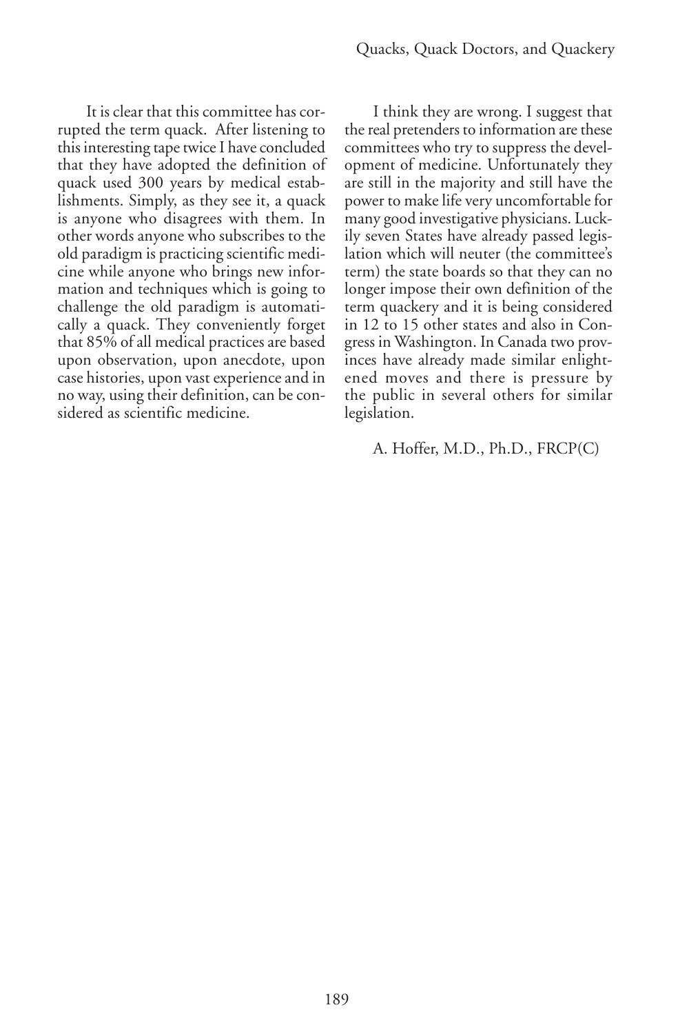It is clear that this committee has corrupted the term quack. After listening to this interesting tape twice I have concluded that they have adopted the definition of quack used 300 years by medical establishments. Simply, as they see it, a quack is anyone who disagrees with them. In other words anyone who subscribes to the old paradigm is practicing scientific medicine while anyone who brings new information and techniques which is going to challenge the old paradigm is automatically a quack. They conveniently forget that 85% of all medical practices are based upon observation, upon anecdote, upon case histories, upon vast experience and in no way, using their definition, can be considered as scientific medicine.

I think they are wrong. I suggest that the real pretenders to information are these committees who try to suppress the development of medicine. Unfortunately they are still in the majority and still have the power to make life very uncomfortable for many good investigative physicians. Luckily seven States have already passed legislation which will neuter (the committee's term) the state boards so that they can no longer impose their own definition of the term quackery and it is being considered in 12 to 15 other states and also in Congress in Washington. In Canada two provinces have already made similar enlightened moves and there is pressure by the public in several others for similar legislation.

A. Hoffer, M.D., Ph.D., FRCP(C)